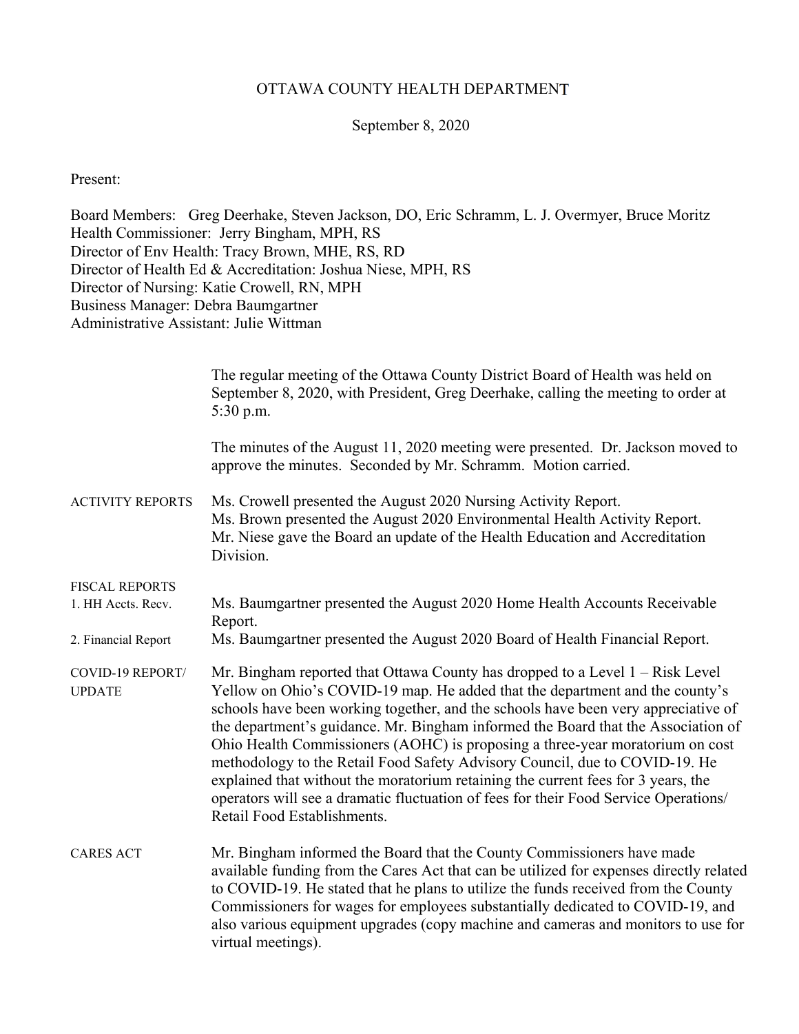# OTTAWA COUNTY HEALTH DEPARTMENT

September 8, 2020

Present:

Board Members: Greg Deerhake, Steven Jackson, DO, Eric Schramm, L. J. Overmyer, Bruce Moritz
Health Commissioner: Jerry Bingham, MPH, RS
Director of Env Health: Tracy Brown, MHE, RS, RD
Director of Health Ed & Accreditation: Joshua Niese, MPH, RS
Director of Nursing: Katie Crowell, RN, MPH
Business Manager: Debra Baumgartner
Administrative Assistant: Julie Wittman

The regular meeting of the Ottawa County District Board of Health was held on September 8, 2020, with President, Greg Deerhake, calling the meeting to order at 5:30 p.m.

The minutes of the August 11, 2020 meeting were presented. Dr. Jackson moved to approve the minutes. Seconded by Mr. Schramm. Motion carried.

**ACTIVITY REPORTS**

Ms. Crowell presented the August 2020 Nursing Activity Report.
Ms. Brown presented the August 2020 Environmental Health Activity Report.
Mr. Niese gave the Board an update of the Health Education and Accreditation Division.

**FISCAL REPORTS**

1. HH Accts. Recv. — Ms. Baumgartner presented the August 2020 Home Health Accounts Receivable Report.
2. Financial Report — Ms. Baumgartner presented the August 2020 Board of Health Financial Report.

**COVID-19 REPORT/ UPDATE**

Mr. Bingham reported that Ottawa County has dropped to a Level 1 – Risk Level Yellow on Ohio's COVID-19 map. He added that the department and the county's schools have been working together, and the schools have been very appreciative of the department's guidance. Mr. Bingham informed the Board that the Association of Ohio Health Commissioners (AOHC) is proposing a three-year moratorium on cost methodology to the Retail Food Safety Advisory Council, due to COVID-19. He explained that without the moratorium retaining the current fees for 3 years, the operators will see a dramatic fluctuation of fees for their Food Service Operations/ Retail Food Establishments.

**CARES ACT**

Mr. Bingham informed the Board that the County Commissioners have made available funding from the Cares Act that can be utilized for expenses directly related to COVID-19. He stated that he plans to utilize the funds received from the County Commissioners for wages for employees substantially dedicated to COVID-19, and also various equipment upgrades (copy machine and cameras and monitors to use for virtual meetings).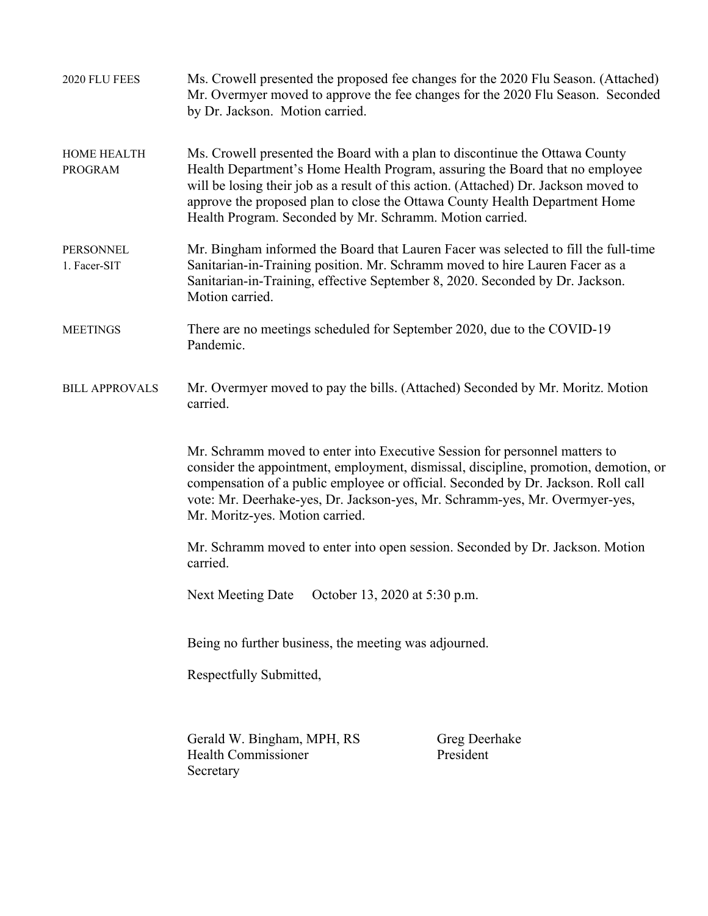**2020 FLU FEES**

Ms. Crowell presented the proposed fee changes for the 2020 Flu Season. (Attached) Mr. Overmyer moved to approve the fee changes for the 2020 Flu Season. Seconded by Dr. Jackson. Motion carried.

**HOME HEALTH PROGRAM**

Ms. Crowell presented the Board with a plan to discontinue the Ottawa County Health Department's Home Health Program, assuring the Board that no employee will be losing their job as a result of this action. (Attached) Dr. Jackson moved to approve the proposed plan to close the Ottawa County Health Department Home Health Program. Seconded by Mr. Schramm. Motion carried.

**PERSONNEL**
1. Facer-SIT

Mr. Bingham informed the Board that Lauren Facer was selected to fill the full-time Sanitarian-in-Training position. Mr. Schramm moved to hire Lauren Facer as a Sanitarian-in-Training, effective September 8, 2020. Seconded by Dr. Jackson. Motion carried.

**MEETINGS**

There are no meetings scheduled for September 2020, due to the COVID-19 Pandemic.

**BILL APPROVALS**

Mr. Overmyer moved to pay the bills. (Attached) Seconded by Mr. Moritz. Motion carried.

Mr. Schramm moved to enter into Executive Session for personnel matters to consider the appointment, employment, dismissal, discipline, promotion, demotion, or compensation of a public employee or official. Seconded by Dr. Jackson. Roll call vote: Mr. Deerhake-yes, Dr. Jackson-yes, Mr. Schramm-yes, Mr. Overmyer-yes, Mr. Moritz-yes. Motion carried.

Mr. Schramm moved to enter into open session. Seconded by Dr. Jackson. Motion carried.

Next Meeting Date October 13, 2020 at 5:30 p.m.

Being no further business, the meeting was adjourned.

Respectfully Submitted,

Gerald W. Bingham, MPH, RS
Health Commissioner
Secretary

Greg Deerhake
President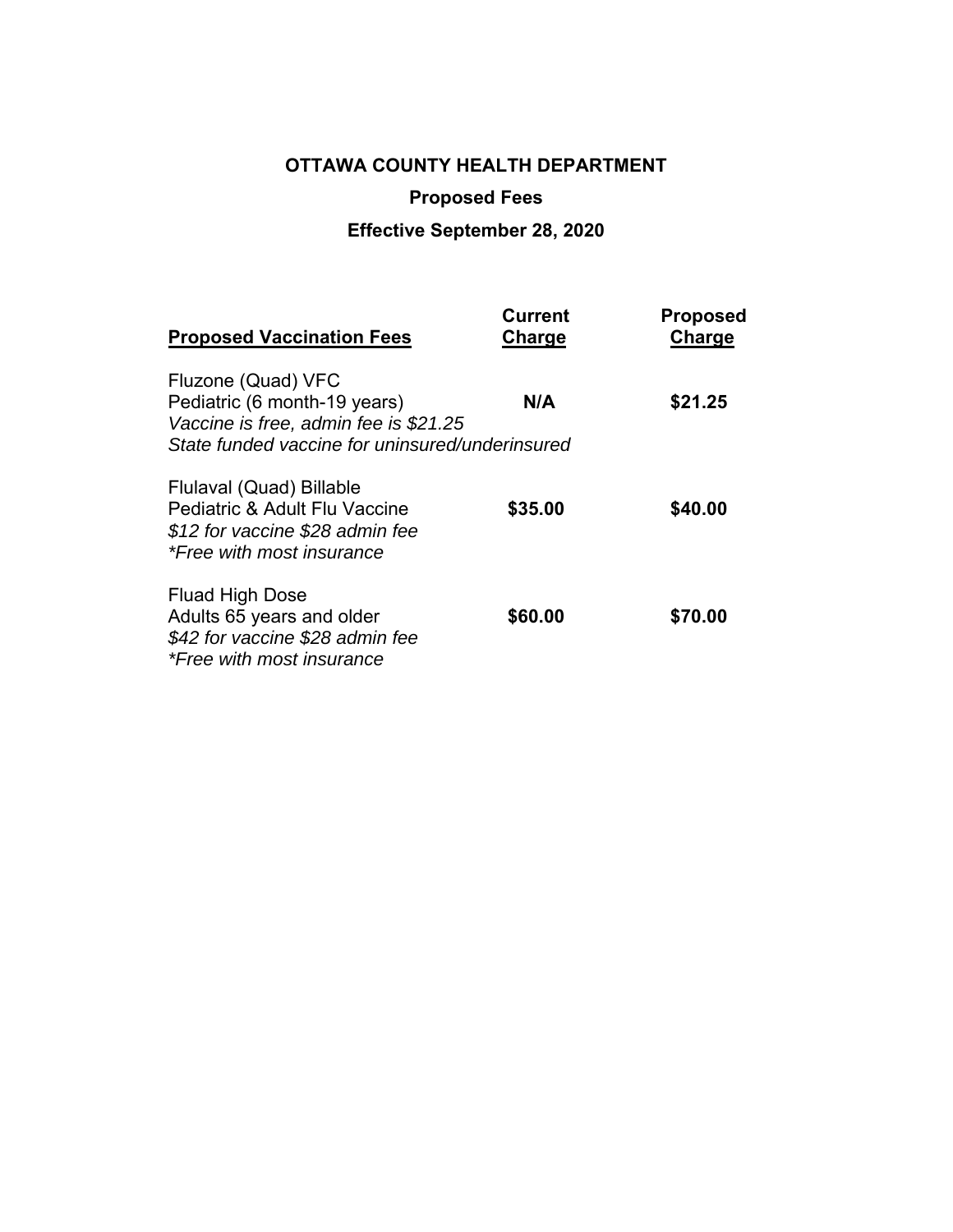**OTTAWA COUNTY HEALTH DEPARTMENT**

**Proposed Fees**

**Effective September 28, 2020**

| **Proposed Vaccination Fees** | **Current Charge** | **Proposed Charge** |
| --- | --- | --- |
| Fluzone (Quad) VFC<br>Pediatric (6 month-19 years)<br>*Vaccine is free, admin fee is $21.25*<br>*State funded vaccine for uninsured/underinsured* | **N/A** | **$21.25** |
| Flulaval (Quad) Billable<br>Pediatric & Adult Flu Vaccine<br>*$12 for vaccine $28 admin fee*<br>*\*Free with most insurance* | **$35.00** | **$40.00** |
| Fluad High Dose<br>Adults 65 years and older<br>*$42 for vaccine $28 admin fee*<br>*\*Free with most insurance* | **$60.00** | **$70.00** |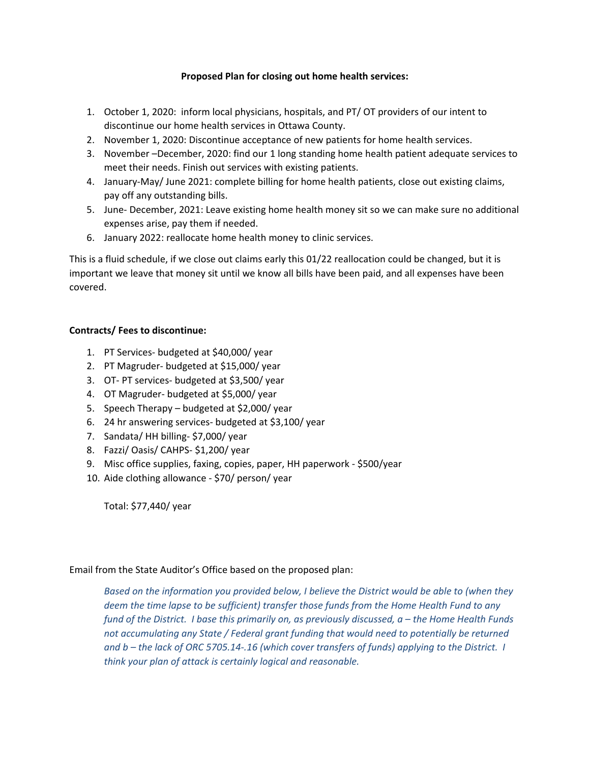**Proposed Plan for closing out home health services:**

1. October 1, 2020: inform local physicians, hospitals, and PT/ OT providers of our intent to discontinue our home health services in Ottawa County.
2. November 1, 2020: Discontinue acceptance of new patients for home health services.
3. November –December, 2020: find our 1 long standing home health patient adequate services to meet their needs. Finish out services with existing patients.
4. January-May/ June 2021: complete billing for home health patients, close out existing claims, pay off any outstanding bills.
5. June- December, 2021: Leave existing home health money sit so we can make sure no additional expenses arise, pay them if needed.
6. January 2022: reallocate home health money to clinic services.

This is a fluid schedule, if we close out claims early this 01/22 reallocation could be changed, but it is important we leave that money sit until we know all bills have been paid, and all expenses have been covered.

**Contracts/ Fees to discontinue:**

1. PT Services- budgeted at $40,000/ year
2. PT Magruder- budgeted at $15,000/ year
3. OT- PT services- budgeted at $3,500/ year
4. OT Magruder- budgeted at $5,000/ year
5. Speech Therapy – budgeted at $2,000/ year
6. 24 hr answering services- budgeted at $3,100/ year
7. Sandata/ HH billing- $7,000/ year
8. Fazzi/ Oasis/ CAHPS- $1,200/ year
9. Misc office supplies, faxing, copies, paper, HH paperwork - $500/year
10. Aide clothing allowance - $70/ person/ year

Total: $77,440/ year

Email from the State Auditor's Office based on the proposed plan:

> *Based on the information you provided below, I believe the District would be able to (when they deem the time lapse to be sufficient) transfer those funds from the Home Health Fund to any fund of the District. I base this primarily on, as previously discussed, a – the Home Health Funds not accumulating any State / Federal grant funding that would need to potentially be returned and b – the lack of ORC 5705.14-.16 (which cover transfers of funds) applying to the District. I think your plan of attack is certainly logical and reasonable.*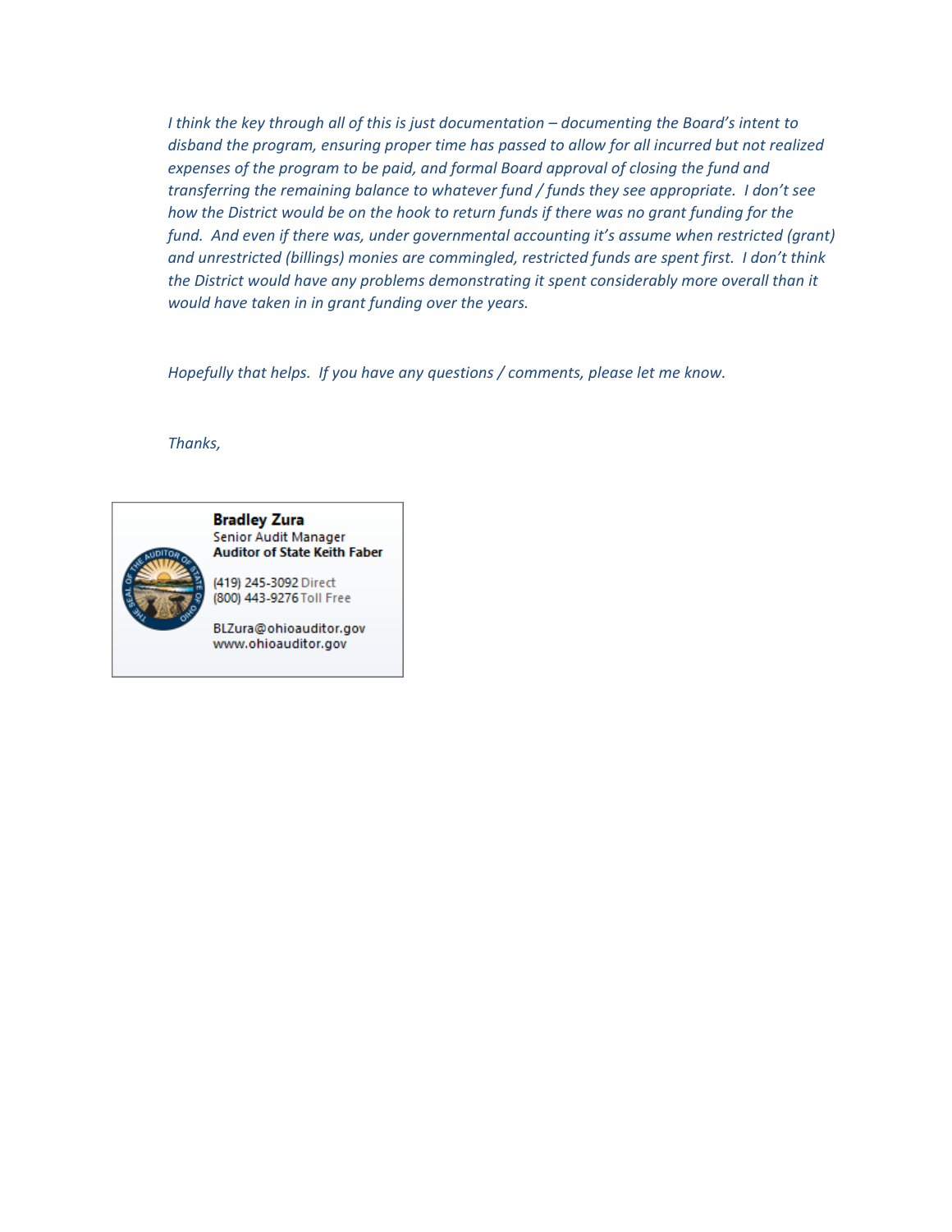*I think the key through all of this is just documentation – documenting the Board's intent to disband the program, ensuring proper time has passed to allow for all incurred but not realized expenses of the program to be paid, and formal Board approval of closing the fund and transferring the remaining balance to whatever fund / funds they see appropriate. I don't see how the District would be on the hook to return funds if there was no grant funding for the fund. And even if there was, under governmental accounting it's assume when restricted (grant) and unrestricted (billings) monies are commingled, restricted funds are spent first. I don't think the District would have any problems demonstrating it spent considerably more overall than it would have taken in in grant funding over the years.*

*Hopefully that helps. If you have any questions / comments, please let me know.*

*Thanks,*

**Bradley Zura**
Senior Audit Manager
**Auditor of State Keith Faber**

(419) 245-3092 Direct
(800) 443-9276 Toll Free

BLZura@ohioauditor.gov
www.ohioauditor.gov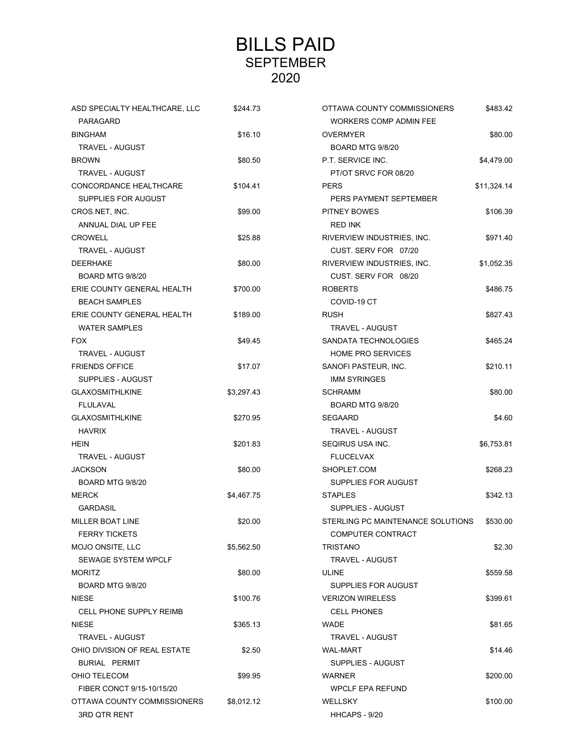# BILLS PAID
## SEPTEMBER
## 2020

| Vendor / Description | Amount |
|---|---|
| ASD SPECIALTY HEALTHCARE, LLC<br>PARAGARD | $244.73 |
| BINGHAM<br>TRAVEL - AUGUST | $16.10 |
| BROWN<br>TRAVEL - AUGUST | $80.50 |
| CONCORDANCE HEALTHCARE<br>SUPPLIES FOR AUGUST | $104.41 |
| CROS.NET, INC.<br>ANNUAL DIAL UP FEE | $99.00 |
| CROWELL<br>TRAVEL - AUGUST | $25.88 |
| DEERHAKE<br>BOARD MTG 9/8/20 | $80.00 |
| ERIE COUNTY GENERAL HEALTH<br>BEACH SAMPLES | $700.00 |
| ERIE COUNTY GENERAL HEALTH<br>WATER SAMPLES | $189.00 |
| FOX<br>TRAVEL - AUGUST | $49.45 |
| FRIENDS OFFICE<br>SUPPLIES - AUGUST | $17.07 |
| GLAXOSMITHLKINE<br>FLULAVAL | $3,297.43 |
| GLAXOSMITHLKINE<br>HAVRIX | $270.95 |
| HEIN<br>TRAVEL - AUGUST | $201.83 |
| JACKSON<br>BOARD MTG 9/8/20 | $80.00 |
| MERCK<br>GARDASIL | $4,467.75 |
| MILLER BOAT LINE<br>FERRY TICKETS | $20.00 |
| MOJO ONSITE, LLC<br>SEWAGE SYSTEM WPCLF | $5,562.50 |
| MORITZ<br>BOARD MTG 9/8/20 | $80.00 |
| NIESE<br>CELL PHONE SUPPLY REIMB | $100.76 |
| NIESE<br>TRAVEL - AUGUST | $365.13 |
| OHIO DIVISION OF REAL ESTATE<br>BURIAL PERMIT | $2.50 |
| OHIO TELECOM<br>FIBER CONCT 9/15-10/15/20 | $99.95 |
| OTTAWA COUNTY COMMISSIONERS<br>3RD QTR RENT | $8,012.12 |
| OTTAWA COUNTY COMMISSIONERS<br>WORKERS COMP ADMIN FEE | $483.42 |
| OVERMYER<br>BOARD MTG 9/8/20 | $80.00 |
| P.T. SERVICE INC.<br>PT/OT SRVC FOR 08/20 | $4,479.00 |
| PERS<br>PERS PAYMENT SEPTEMBER | $11,324.14 |
| PITNEY BOWES<br>RED INK | $106.39 |
| RIVERVIEW INDUSTRIES, INC.<br>CUST. SERV FOR 07/20 | $971.40 |
| RIVERVIEW INDUSTRIES, INC.<br>CUST. SERV FOR 08/20 | $1,052.35 |
| ROBERTS<br>COVID-19 CT | $486.75 |
| RUSH<br>TRAVEL - AUGUST | $827.43 |
| SANDATA TECHNOLOGIES<br>HOME PRO SERVICES | $465.24 |
| SANOFI PASTEUR, INC.<br>IMM SYRINGES | $210.11 |
| SCHRAMM<br>BOARD MTG 9/8/20 | $80.00 |
| SEGAARD<br>TRAVEL - AUGUST | $4.60 |
| SEQIRUS USA INC.<br>FLUCELVAX | $6,753.81 |
| SHOPLET.COM<br>SUPPLIES FOR AUGUST | $268.23 |
| STAPLES<br>SUPPLIES - AUGUST | $342.13 |
| STERLING PC MAINTENANCE SOLUTIONS<br>COMPUTER CONTRACT | $530.00 |
| TRISTANO<br>TRAVEL - AUGUST | $2.30 |
| ULINE<br>SUPPLIES FOR AUGUST | $559.58 |
| VERIZON WIRELESS<br>CELL PHONES | $399.61 |
| WADE<br>TRAVEL - AUGUST | $81.65 |
| WAL-MART<br>SUPPLIES - AUGUST | $14.46 |
| WARNER<br>WPCLF EPA REFUND | $200.00 |
| WELLSKY<br>HHCAPS - 9/20 | $100.00 |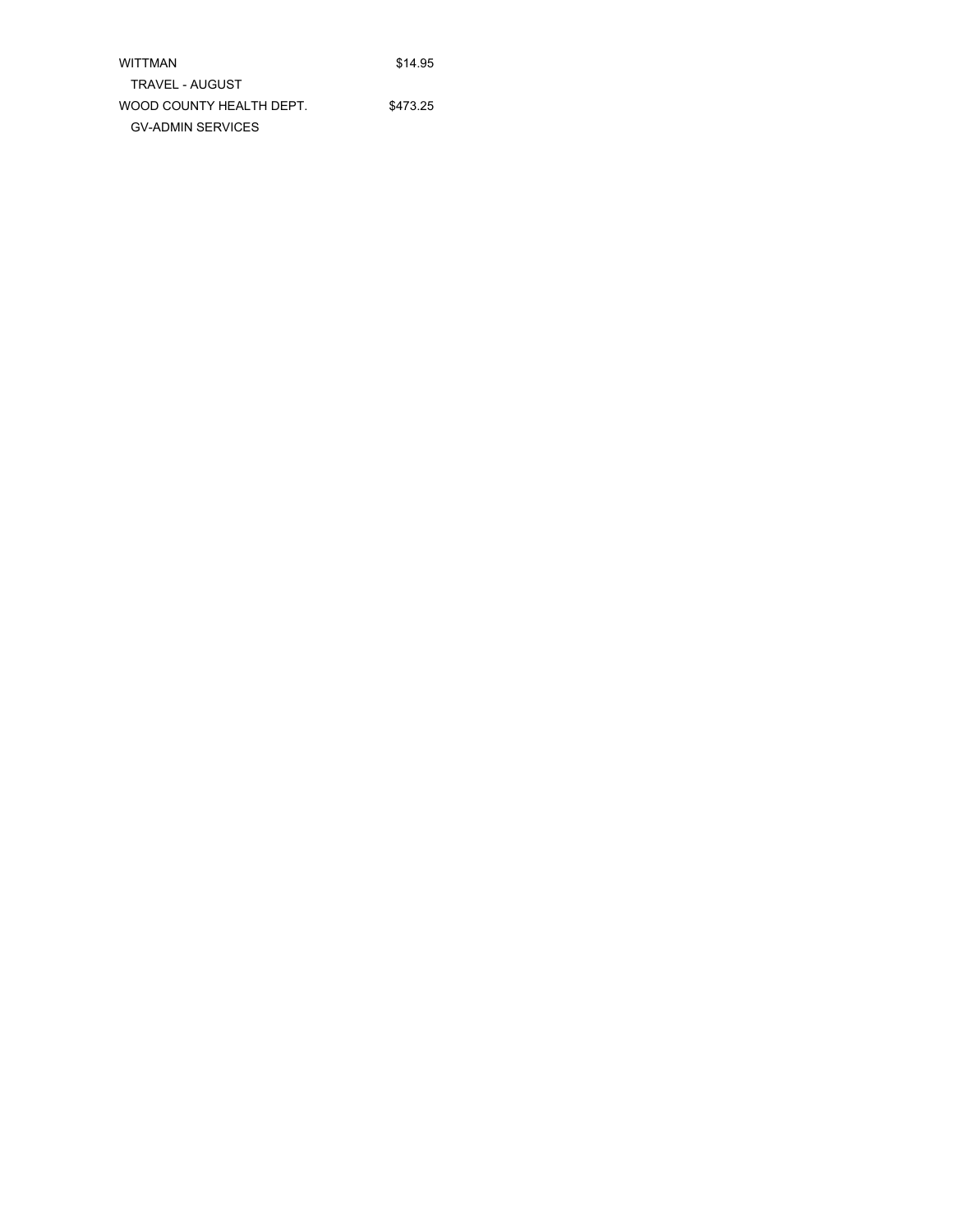| | |
|---|---|
| WITTMAN | $14.95 |
| TRAVEL - AUGUST | |
| WOOD COUNTY HEALTH DEPT. | $473.25 |
| GV-ADMIN SERVICES | |